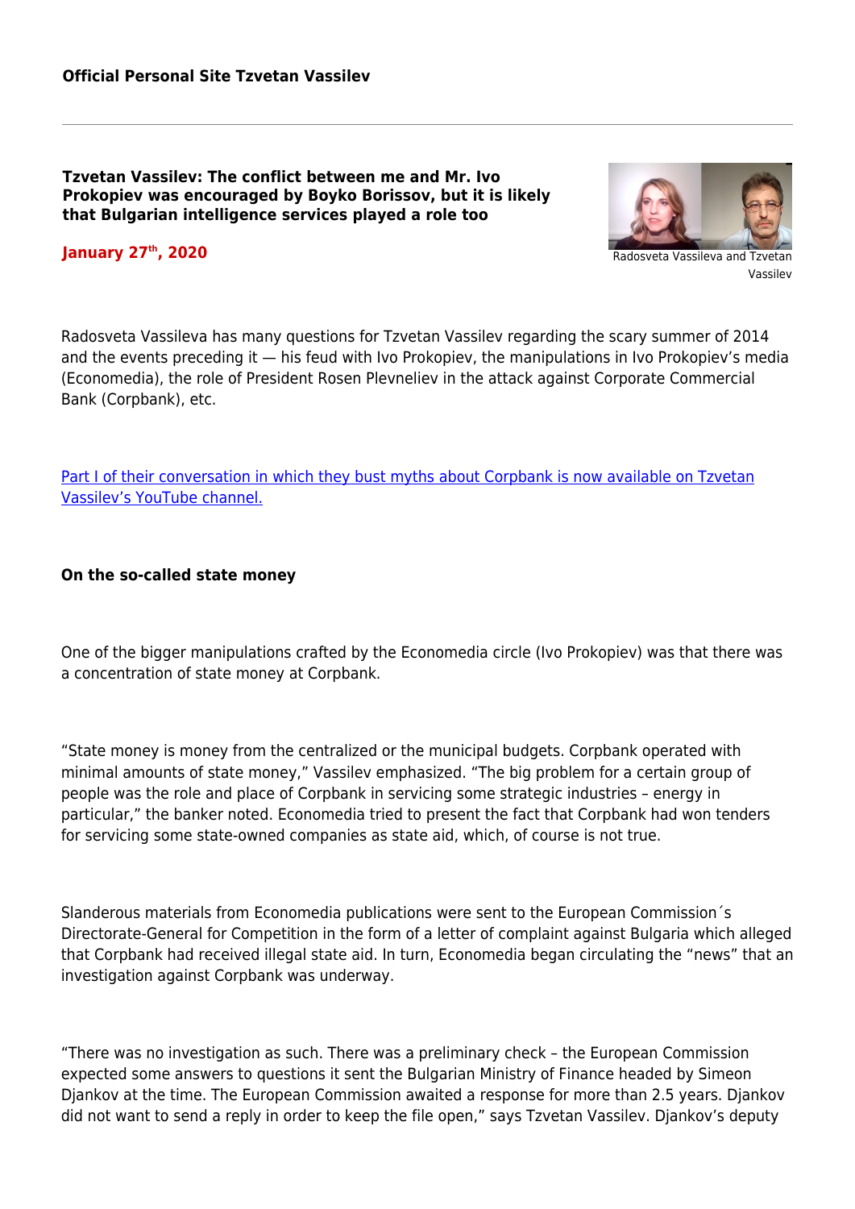**Official Personal Site Tzvetan Vassilev**

# Tzvetan Vassilev: The conflict between me and Mr. Ivo Prokopiev was encouraged by Boyko Borissov, but it is likely that Bulgarian intelligence services played a role too

**January 27th, 2020**

Radosveta Vassileva and Tzvetan Vassilev

Radosveta Vassileva has many questions for Tzvetan Vassilev regarding the scary summer of 2014 and the events preceding it — his feud with Ivo Prokopiev, the manipulations in Ivo Prokopiev's media (Economedia), the role of President Rosen Plevneliev in the attack against Corporate Commercial Bank (Corpbank), etc.

Part I of their conversation in which they bust myths about Corpbank is now available on Tzvetan Vassilev's YouTube channel.

## On the so-called state money

One of the bigger manipulations crafted by the Economedia circle (Ivo Prokopiev) was that there was a concentration of state money at Corpbank.

"State money is money from the centralized or the municipal budgets. Corpbank operated with minimal amounts of state money," Vassilev emphasized. "The big problem for a certain group of people was the role and place of Corpbank in servicing some strategic industries – energy in particular," the banker noted. Economedia tried to present the fact that Corpbank had won tenders for servicing some state-owned companies as state aid, which, of course is not true.

Slanderous materials from Economedia publications were sent to the European Commission´s Directorate-General for Competition in the form of a letter of complaint against Bulgaria which alleged that Corpbank had received illegal state aid. In turn, Economedia began circulating the "news" that an investigation against Corpbank was underway.

"There was no investigation as such. There was a preliminary check – the European Commission expected some answers to questions it sent the Bulgarian Ministry of Finance headed by Simeon Djankov at the time. The European Commission awaited a response for more than 2.5 years. Djankov did not want to send a reply in order to keep the file open," says Tzvetan Vassilev. Djankov's deputy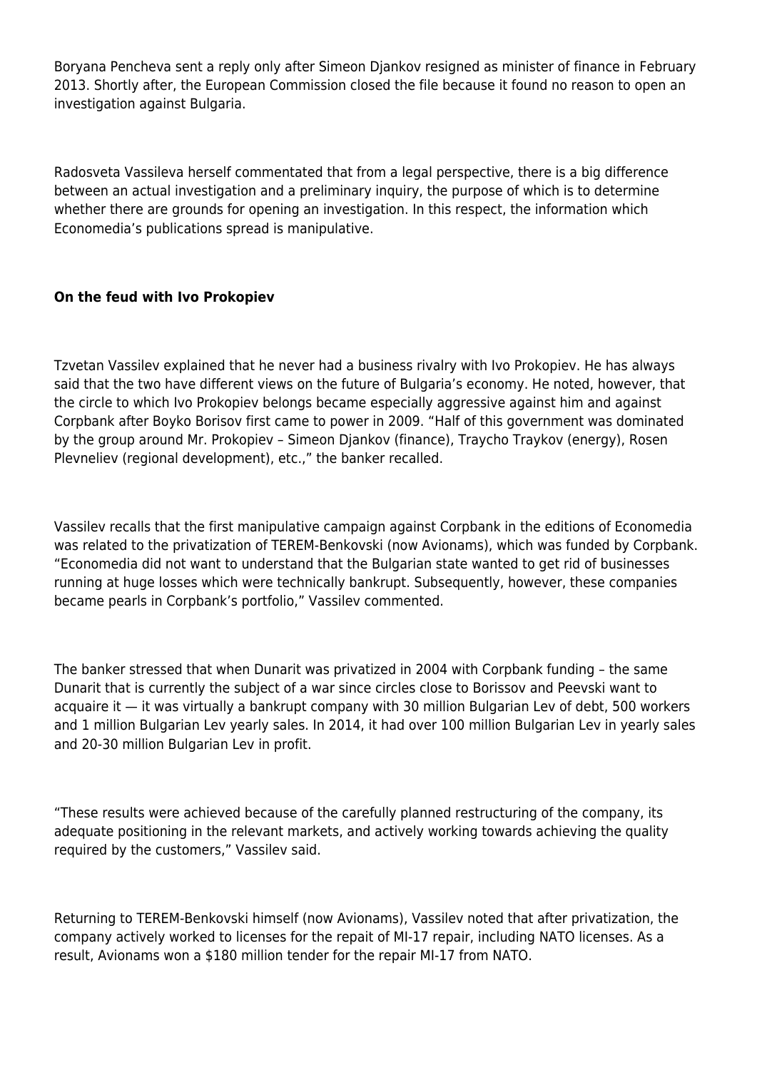Boryana Pencheva sent a reply only after Simeon Djankov resigned as minister of finance in February 2013. Shortly after, the European Commission closed the file because it found no reason to open an investigation against Bulgaria.

Radosveta Vassileva herself commentated that from a legal perspective, there is a big difference between an actual investigation and a preliminary inquiry, the purpose of which is to determine whether there are grounds for opening an investigation. In this respect, the information which Economedia's publications spread is manipulative.

**On the feud with Ivo Prokopiev**

Tzvetan Vassilev explained that he never had a business rivalry with Ivo Prokopiev. He has always said that the two have different views on the future of Bulgaria's economy. He noted, however, that the circle to which Ivo Prokopiev belongs became especially aggressive against him and against Corpbank after Boyko Borisov first came to power in 2009. "Half of this government was dominated by the group around Mr. Prokopiev – Simeon Djankov (finance), Traycho Traykov (energy), Rosen Plevneliev (regional development), etc.," the banker recalled.

Vassilev recalls that the first manipulative campaign against Corpbank in the editions of Economedia was related to the privatization of TEREM-Benkovski (now Avionams), which was funded by Corpbank. "Economedia did not want to understand that the Bulgarian state wanted to get rid of businesses running at huge losses which were technically bankrupt. Subsequently, however, these companies became pearls in Corpbank's portfolio," Vassilev commented.

The banker stressed that when Dunarit was privatized in 2004 with Corpbank funding – the same Dunarit that is currently the subject of a war since circles close to Borissov and Peevski want to acquaire it — it was virtually a bankrupt company with 30 million Bulgarian Lev of debt, 500 workers and 1 million Bulgarian Lev yearly sales. In 2014, it had over 100 million Bulgarian Lev in yearly sales and 20-30 million Bulgarian Lev in profit.

"These results were achieved because of the carefully planned restructuring of the company, its adequate positioning in the relevant markets, and actively working towards achieving the quality required by the customers," Vassilev said.

Returning to TEREM-Benkovski himself (now Avionams), Vassilev noted that after privatization, the company actively worked to licenses for the repait of MI-17 repair, including NATO licenses. As a result, Avionams won a $180 million tender for the repair MI-17 from NATO.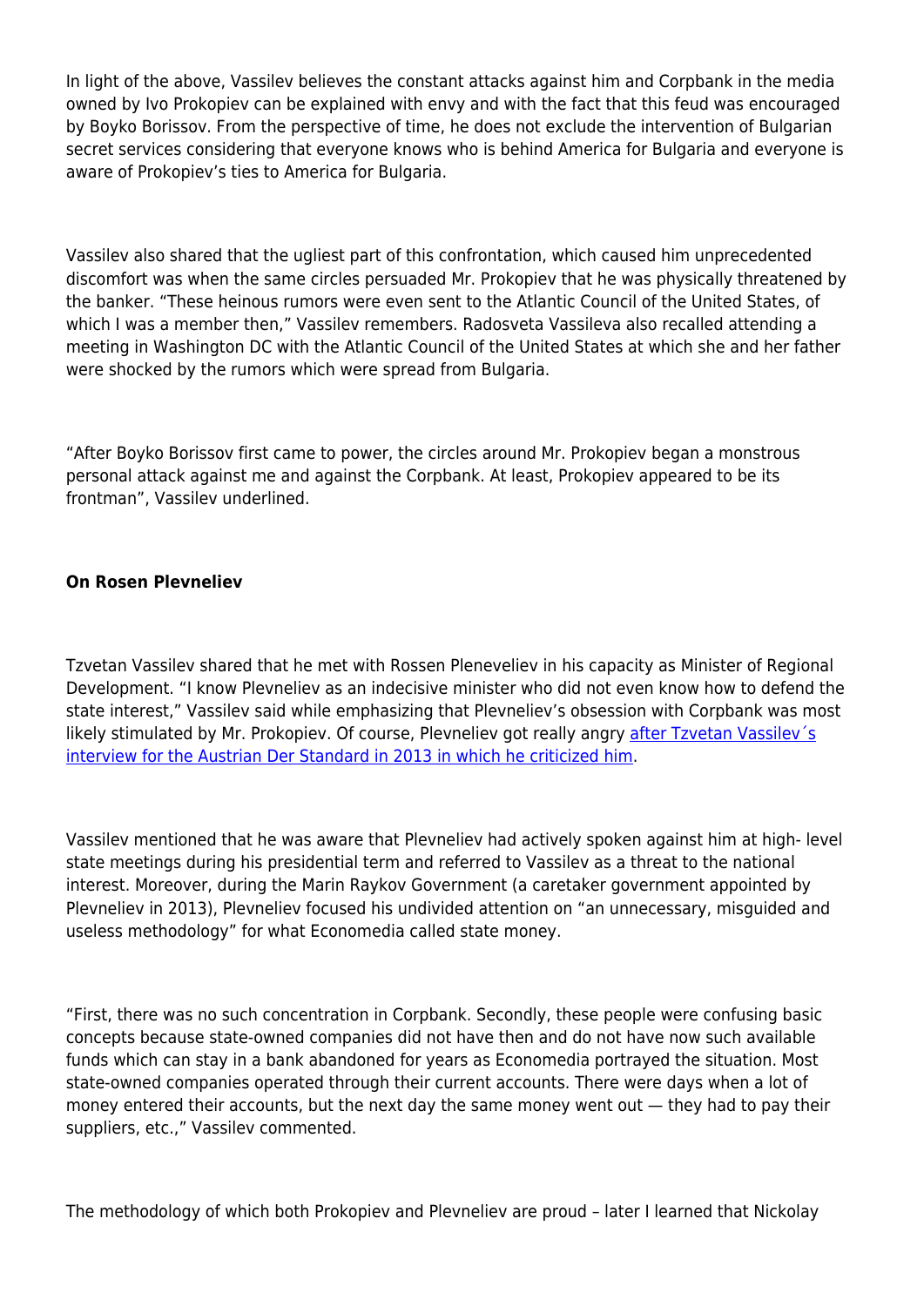In light of the above, Vassilev believes the constant attacks against him and Corpbank in the media owned by Ivo Prokopiev can be explained with envy and with the fact that this feud was encouraged by Boyko Borissov. From the perspective of time, he does not exclude the intervention of Bulgarian secret services considering that everyone knows who is behind America for Bulgaria and everyone is aware of Prokopiev's ties to America for Bulgaria.

Vassilev also shared that the ugliest part of this confrontation, which caused him unprecedented discomfort was when the same circles persuaded Mr. Prokopiev that he was physically threatened by the banker. "These heinous rumors were even sent to the Atlantic Council of the United States, of which I was a member then," Vassilev remembers. Radosveta Vassileva also recalled attending a meeting in Washington DC with the Atlantic Council of the United States at which she and her father were shocked by the rumors which were spread from Bulgaria.

"After Boyko Borissov first came to power, the circles around Mr. Prokopiev began a monstrous personal attack against me and against the Corpbank. At least, Prokopiev appeared to be its frontman", Vassilev underlined.

**On Rosen Plevneliev**

Tzvetan Vassilev shared that he met with Rossen Pleneveliev in his capacity as Minister of Regional Development. "I know Plevneliev as an indecisive minister who did not even know how to defend the state interest," Vassilev said while emphasizing that Plevneliev's obsession with Corpbank was most likely stimulated by Mr. Prokopiev. Of course, Plevneliev got really angry [after Tzvetan Vassilev´s interview for the Austrian Der Standard in 2013 in which he criticized him](#).

Vassilev mentioned that he was aware that Plevneliev had actively spoken against him at high- level state meetings during his presidential term and referred to Vassilev as a threat to the national interest. Moreover, during the Marin Raykov Government (a caretaker government appointed by Plevneliev in 2013), Plevneliev focused his undivided attention on "an unnecessary, misguided and useless methodology" for what Economedia called state money.

"First, there was no such concentration in Corpbank. Secondly, these people were confusing basic concepts because state-owned companies did not have then and do not have now such available funds which can stay in a bank abandoned for years as Economedia portrayed the situation. Most state-owned companies operated through their current accounts. There were days when a lot of money entered their accounts, but the next day the same money went out — they had to pay their suppliers, etc.," Vassilev commented.

The methodology of which both Prokopiev and Plevneliev are proud – later I learned that Nickolay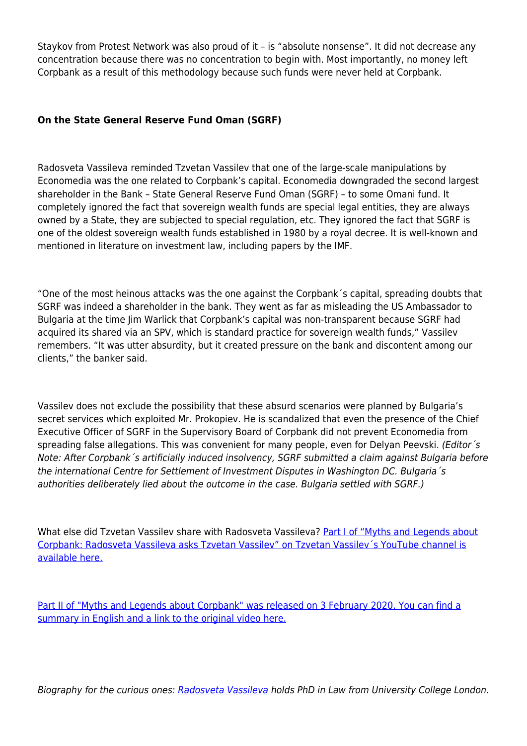Staykov from Protest Network was also proud of it – is "absolute nonsense". It did not decrease any concentration because there was no concentration to begin with. Most importantly, no money left Corpbank as a result of this methodology because such funds were never held at Corpbank.

**On the State General Reserve Fund Oman (SGRF)**

Radosveta Vassileva reminded Tzvetan Vassilev that one of the large-scale manipulations by Economedia was the one related to Corpbank's capital. Economedia downgraded the second largest shareholder in the Bank – State General Reserve Fund Oman (SGRF) – to some Omani fund. It completely ignored the fact that sovereign wealth funds are special legal entities, they are always owned by a State, they are subjected to special regulation, etc. They ignored the fact that SGRF is one of the oldest sovereign wealth funds established in 1980 by a royal decree. It is well-known and mentioned in literature on investment law, including papers by the IMF.

"One of the most heinous attacks was the one against the Corpbank´s capital, spreading doubts that SGRF was indeed a shareholder in the bank. They went as far as misleading the US Ambassador to Bulgaria at the time Jim Warlick that Corpbank's capital was non-transparent because SGRF had acquired its shared via an SPV, which is standard practice for sovereign wealth funds," Vassilev remembers. "It was utter absurdity, but it created pressure on the bank and discontent among our clients," the banker said.

Vassilev does not exclude the possibility that these absurd scenarios were planned by Bulgaria's secret services which exploited Mr. Prokopiev. He is scandalized that even the presence of the Chief Executive Officer of SGRF in the Supervisory Board of Corpbank did not prevent Economedia from spreading false allegations. This was convenient for many people, even for Delyan Peevski. *(Editor´s Note: After Corpbank´s artificially induced insolvency, SGRF submitted a claim against Bulgaria before the international Centre for Settlement of Investment Disputes in Washington DC. Bulgaria´s authorities deliberately lied about the outcome in the case. Bulgaria settled with SGRF.)*

What else did Tzvetan Vassilev share with Radosveta Vassileva? [Part I of "Myths and Legends about Corpbank: Radosveta Vassileva asks Tzvetan Vassilev" on Tzvetan Vassilev´s YouTube channel is available here.]()

[Part II of "Myths and Legends about Corpbank" was released on 3 February 2020. You can find a summary in English and a link to the original video here.]()

*Biography for the curious ones: [Radosveta Vassileva]() holds PhD in Law from University College London.*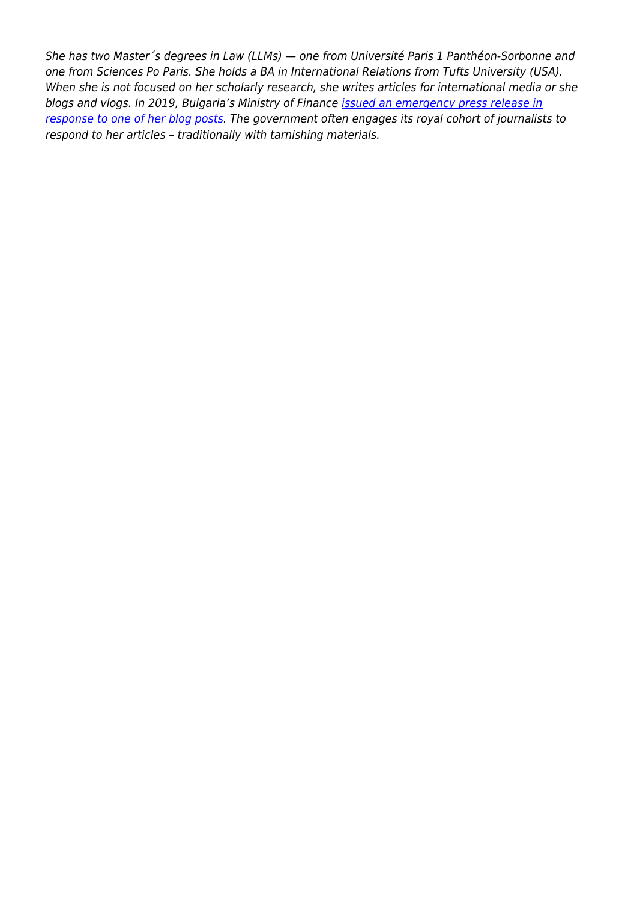*She has two Master´s degrees in Law (LLMs) — one from Université Paris 1 Panthéon-Sorbonne and one from Sciences Po Paris. She holds a BA in International Relations from Tufts University (USA). When she is not focused on her scholarly research, she writes articles for international media or she blogs and vlogs. In 2019, Bulgaria's Ministry of Finance issued an emergency press release in response to one of her blog posts. The government often engages its royal cohort of journalists to respond to her articles – traditionally with tarnishing materials.*